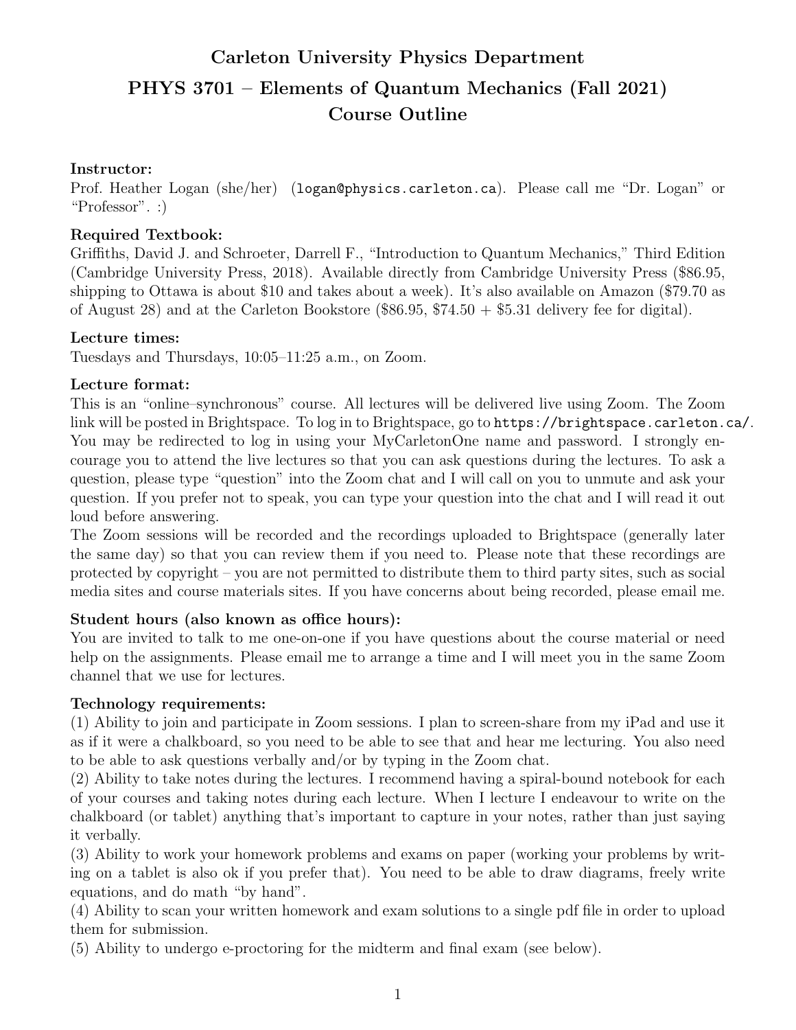# Carleton University Physics Department
# PHYS 3701 – Elements of Quantum Mechanics (Fall 2021)
# Course Outline

**Instructor:**
Prof. Heather Logan (she/her) (logan@physics.carleton.ca). Please call me "Dr. Logan" or "Professor". :)

**Required Textbook:**
Griffiths, David J. and Schroeter, Darrell F., "Introduction to Quantum Mechanics," Third Edition (Cambridge University Press, 2018). Available directly from Cambridge University Press ($86.95, shipping to Ottawa is about $10 and takes about a week). It's also available on Amazon ($79.70 as of August 28) and at the Carleton Bookstore ($86.95, $74.50 + $5.31 delivery fee for digital).

**Lecture times:**
Tuesdays and Thursdays, 10:05–11:25 a.m., on Zoom.

**Lecture format:**
This is an "online–synchronous" course. All lectures will be delivered live using Zoom. The Zoom link will be posted in Brightspace. To log in to Brightspace, go to `https://brightspace.carleton.ca/`. You may be redirected to log in using your MyCarletonOne name and password. I strongly encourage you to attend the live lectures so that you can ask questions during the lectures. To ask a question, please type "question" into the Zoom chat and I will call on you to unmute and ask your question. If you prefer not to speak, you can type your question into the chat and I will read it out loud before answering.
The Zoom sessions will be recorded and the recordings uploaded to Brightspace (generally later the same day) so that you can review them if you need to. Please note that these recordings are protected by copyright – you are not permitted to distribute them to third party sites, such as social media sites and course materials sites. If you have concerns about being recorded, please email me.

**Student hours (also known as office hours):**
You are invited to talk to me one-on-one if you have questions about the course material or need help on the assignments. Please email me to arrange a time and I will meet you in the same Zoom channel that we use for lectures.

**Technology requirements:**
(1) Ability to join and participate in Zoom sessions. I plan to screen-share from my iPad and use it as if it were a chalkboard, so you need to be able to see that and hear me lecturing. You also need to be able to ask questions verbally and/or by typing in the Zoom chat.
(2) Ability to take notes during the lectures. I recommend having a spiral-bound notebook for each of your courses and taking notes during each lecture. When I lecture I endeavour to write on the chalkboard (or tablet) anything that's important to capture in your notes, rather than just saying it verbally.
(3) Ability to work your homework problems and exams on paper (working your problems by writing on a tablet is also ok if you prefer that). You need to be able to draw diagrams, freely write equations, and do math "by hand".
(4) Ability to scan your written homework and exam solutions to a single pdf file in order to upload them for submission.
(5) Ability to undergo e-proctoring for the midterm and final exam (see below).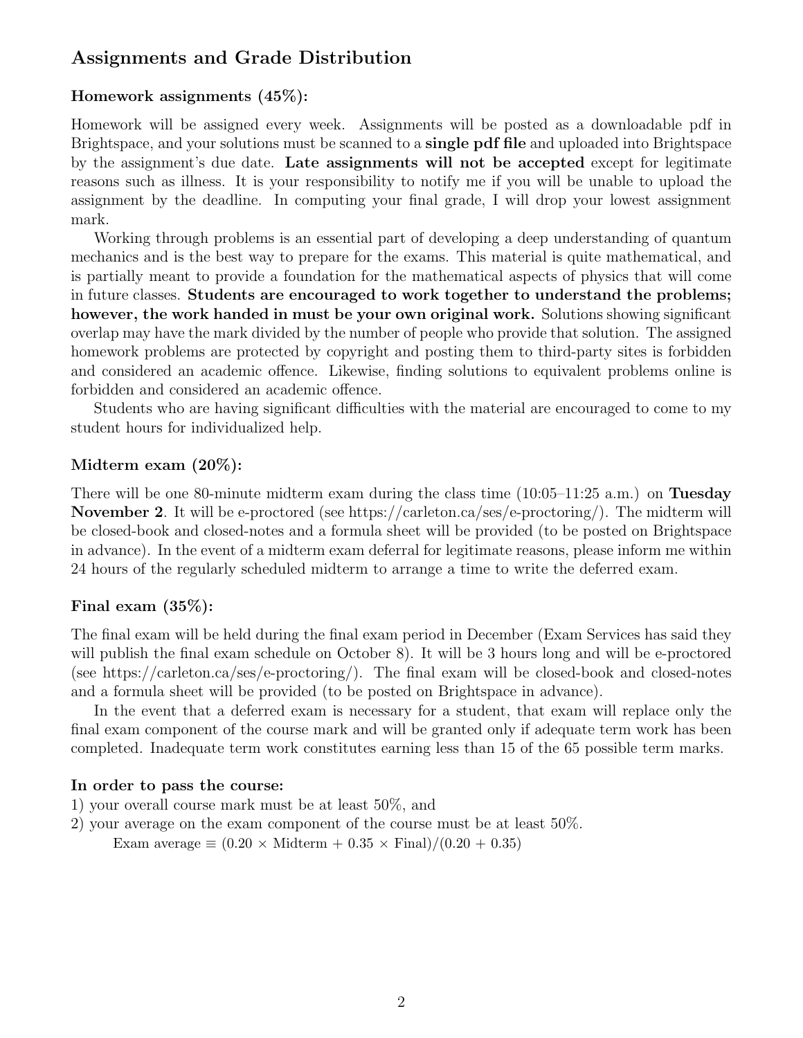## Assignments and Grade Distribution

### Homework assignments (45%):

Homework will be assigned every week. Assignments will be posted as a downloadable pdf in Brightspace, and your solutions must be scanned to a **single pdf file** and uploaded into Brightspace by the assignment's due date. **Late assignments will not be accepted** except for legitimate reasons such as illness. It is your responsibility to notify me if you will be unable to upload the assignment by the deadline. In computing your final grade, I will drop your lowest assignment mark.

Working through problems is an essential part of developing a deep understanding of quantum mechanics and is the best way to prepare for the exams. This material is quite mathematical, and is partially meant to provide a foundation for the mathematical aspects of physics that will come in future classes. **Students are encouraged to work together to understand the problems; however, the work handed in must be your own original work.** Solutions showing significant overlap may have the mark divided by the number of people who provide that solution. The assigned homework problems are protected by copyright and posting them to third-party sites is forbidden and considered an academic offence. Likewise, finding solutions to equivalent problems online is forbidden and considered an academic offence.

Students who are having significant difficulties with the material are encouraged to come to my student hours for individualized help.

### Midterm exam (20%):

There will be one 80-minute midterm exam during the class time (10:05–11:25 a.m.) on **Tuesday November 2**. It will be e-proctored (see https://carleton.ca/ses/e-proctoring/). The midterm will be closed-book and closed-notes and a formula sheet will be provided (to be posted on Brightspace in advance). In the event of a midterm exam deferral for legitimate reasons, please inform me within 24 hours of the regularly scheduled midterm to arrange a time to write the deferred exam.

### Final exam (35%):

The final exam will be held during the final exam period in December (Exam Services has said they will publish the final exam schedule on October 8). It will be 3 hours long and will be e-proctored (see https://carleton.ca/ses/e-proctoring/). The final exam will be closed-book and closed-notes and a formula sheet will be provided (to be posted on Brightspace in advance).

In the event that a deferred exam is necessary for a student, that exam will replace only the final exam component of the course mark and will be granted only if adequate term work has been completed. Inadequate term work constitutes earning less than 15 of the 65 possible term marks.

### In order to pass the course:

1) your overall course mark must be at least 50%, and
2) your average on the exam component of the course must be at least 50%.

$$\text{Exam average} \equiv (0.20 \times \text{Midterm} + 0.35 \times \text{Final})/(0.20 + 0.35)$$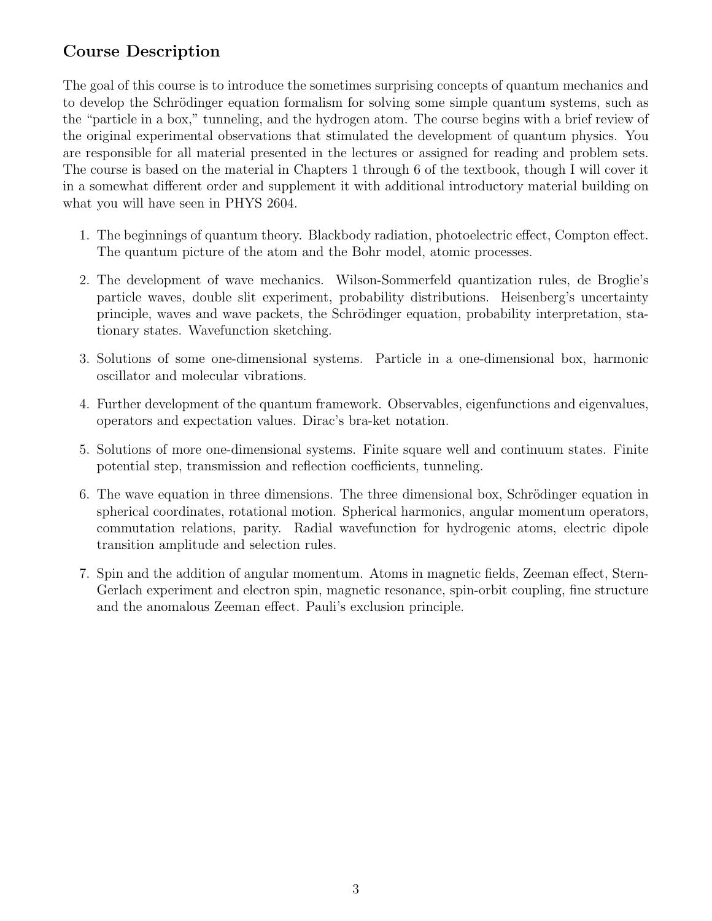## Course Description

The goal of this course is to introduce the sometimes surprising concepts of quantum mechanics and to develop the Schrödinger equation formalism for solving some simple quantum systems, such as the "particle in a box," tunneling, and the hydrogen atom. The course begins with a brief review of the original experimental observations that stimulated the development of quantum physics. You are responsible for all material presented in the lectures or assigned for reading and problem sets. The course is based on the material in Chapters 1 through 6 of the textbook, though I will cover it in a somewhat different order and supplement it with additional introductory material building on what you will have seen in PHYS 2604.

1. The beginnings of quantum theory. Blackbody radiation, photoelectric effect, Compton effect. The quantum picture of the atom and the Bohr model, atomic processes.

2. The development of wave mechanics. Wilson-Sommerfeld quantization rules, de Broglie's particle waves, double slit experiment, probability distributions. Heisenberg's uncertainty principle, waves and wave packets, the Schrödinger equation, probability interpretation, stationary states. Wavefunction sketching.

3. Solutions of some one-dimensional systems. Particle in a one-dimensional box, harmonic oscillator and molecular vibrations.

4. Further development of the quantum framework. Observables, eigenfunctions and eigenvalues, operators and expectation values. Dirac's bra-ket notation.

5. Solutions of more one-dimensional systems. Finite square well and continuum states. Finite potential step, transmission and reflection coefficients, tunneling.

6. The wave equation in three dimensions. The three dimensional box, Schrödinger equation in spherical coordinates, rotational motion. Spherical harmonics, angular momentum operators, commutation relations, parity. Radial wavefunction for hydrogenic atoms, electric dipole transition amplitude and selection rules.

7. Spin and the addition of angular momentum. Atoms in magnetic fields, Zeeman effect, Stern-Gerlach experiment and electron spin, magnetic resonance, spin-orbit coupling, fine structure and the anomalous Zeeman effect. Pauli's exclusion principle.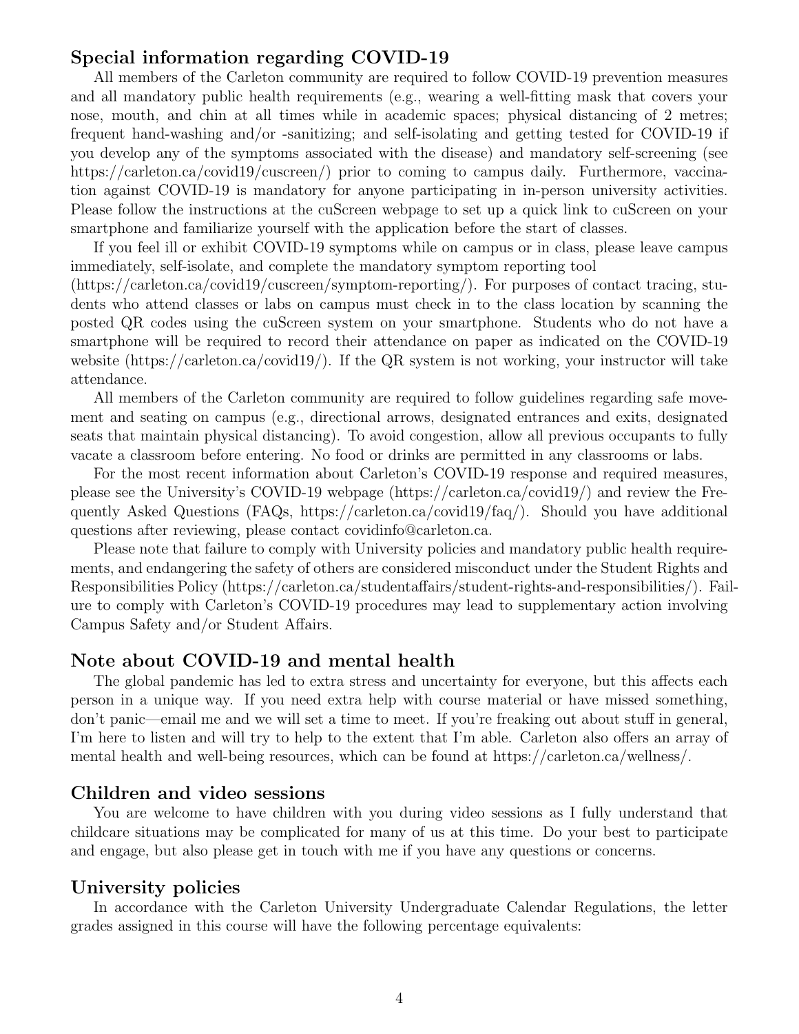## Special information regarding COVID-19

All members of the Carleton community are required to follow COVID-19 prevention measures and all mandatory public health requirements (e.g., wearing a well-fitting mask that covers your nose, mouth, and chin at all times while in academic spaces; physical distancing of 2 metres; frequent hand-washing and/or -sanitizing; and self-isolating and getting tested for COVID-19 if you develop any of the symptoms associated with the disease) and mandatory self-screening (see https://carleton.ca/covid19/cuscreen/) prior to coming to campus daily. Furthermore, vaccination against COVID-19 is mandatory for anyone participating in in-person university activities. Please follow the instructions at the cuScreen webpage to set up a quick link to cuScreen on your smartphone and familiarize yourself with the application before the start of classes.

If you feel ill or exhibit COVID-19 symptoms while on campus or in class, please leave campus immediately, self-isolate, and complete the mandatory symptom reporting tool (https://carleton.ca/covid19/cuscreen/symptom-reporting/). For purposes of contact tracing, students who attend classes or labs on campus must check in to the class location by scanning the posted QR codes using the cuScreen system on your smartphone. Students who do not have a smartphone will be required to record their attendance on paper as indicated on the COVID-19 website (https://carleton.ca/covid19/). If the QR system is not working, your instructor will take attendance.

All members of the Carleton community are required to follow guidelines regarding safe movement and seating on campus (e.g., directional arrows, designated entrances and exits, designated seats that maintain physical distancing). To avoid congestion, allow all previous occupants to fully vacate a classroom before entering. No food or drinks are permitted in any classrooms or labs.

For the most recent information about Carleton's COVID-19 response and required measures, please see the University's COVID-19 webpage (https://carleton.ca/covid19/) and review the Frequently Asked Questions (FAQs, https://carleton.ca/covid19/faq/). Should you have additional questions after reviewing, please contact covidinfo@carleton.ca.

Please note that failure to comply with University policies and mandatory public health requirements, and endangering the safety of others are considered misconduct under the Student Rights and Responsibilities Policy (https://carleton.ca/studentaffairs/student-rights-and-responsibilities/). Failure to comply with Carleton's COVID-19 procedures may lead to supplementary action involving Campus Safety and/or Student Affairs.

## Note about COVID-19 and mental health

The global pandemic has led to extra stress and uncertainty for everyone, but this affects each person in a unique way. If you need extra help with course material or have missed something, don't panic—email me and we will set a time to meet. If you're freaking out about stuff in general, I'm here to listen and will try to help to the extent that I'm able. Carleton also offers an array of mental health and well-being resources, which can be found at https://carleton.ca/wellness/.

## Children and video sessions

You are welcome to have children with you during video sessions as I fully understand that childcare situations may be complicated for many of us at this time. Do your best to participate and engage, but also please get in touch with me if you have any questions or concerns.

## University policies

In accordance with the Carleton University Undergraduate Calendar Regulations, the letter grades assigned in this course will have the following percentage equivalents: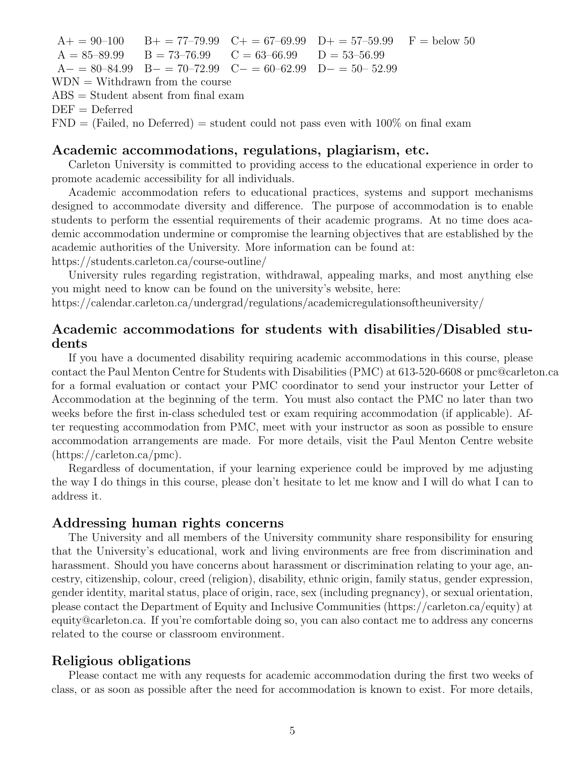| | | | | |
|---|---|---|---|---|
| A+ = 90–100 | B+ = 77–79.99 | C+ = 67–69.99 | D+ = 57–59.99 | F = below 50 |
| A = 85–89.99 | B = 73–76.99 | C = 63–66.99 | D = 53–56.99 | |
| A− = 80–84.99 | B− = 70–72.99 | C− = 60–62.99 | D− = 50– 52.99 | |

WDN = Withdrawn from the course
ABS = Student absent from final exam
DEF = Deferred
FND = (Failed, no Deferred) = student could not pass even with 100% on final exam

## Academic accommodations, regulations, plagiarism, etc.

Carleton University is committed to providing access to the educational experience in order to promote academic accessibility for all individuals.

Academic accommodation refers to educational practices, systems and support mechanisms designed to accommodate diversity and difference. The purpose of accommodation is to enable students to perform the essential requirements of their academic programs. At no time does academic accommodation undermine or compromise the learning objectives that are established by the academic authorities of the University. More information can be found at:
https://students.carleton.ca/course-outline/

University rules regarding registration, withdrawal, appealing marks, and most anything else you might need to know can be found on the university's website, here:
https://calendar.carleton.ca/undergrad/regulations/academicregulationsoftheuniversity/

## Academic accommodations for students with disabilities/Disabled students

If you have a documented disability requiring academic accommodations in this course, please contact the Paul Menton Centre for Students with Disabilities (PMC) at 613-520-6608 or pmc@carleton.ca for a formal evaluation or contact your PMC coordinator to send your instructor your Letter of Accommodation at the beginning of the term. You must also contact the PMC no later than two weeks before the first in-class scheduled test or exam requiring accommodation (if applicable). After requesting accommodation from PMC, meet with your instructor as soon as possible to ensure accommodation arrangements are made. For more details, visit the Paul Menton Centre website (https://carleton.ca/pmc).

Regardless of documentation, if your learning experience could be improved by me adjusting the way I do things in this course, please don't hesitate to let me know and I will do what I can to address it.

## Addressing human rights concerns

The University and all members of the University community share responsibility for ensuring that the University's educational, work and living environments are free from discrimination and harassment. Should you have concerns about harassment or discrimination relating to your age, ancestry, citizenship, colour, creed (religion), disability, ethnic origin, family status, gender expression, gender identity, marital status, place of origin, race, sex (including pregnancy), or sexual orientation, please contact the Department of Equity and Inclusive Communities (https://carleton.ca/equity) at equity@carleton.ca. If you're comfortable doing so, you can also contact me to address any concerns related to the course or classroom environment.

## Religious obligations

Please contact me with any requests for academic accommodation during the first two weeks of class, or as soon as possible after the need for accommodation is known to exist. For more details,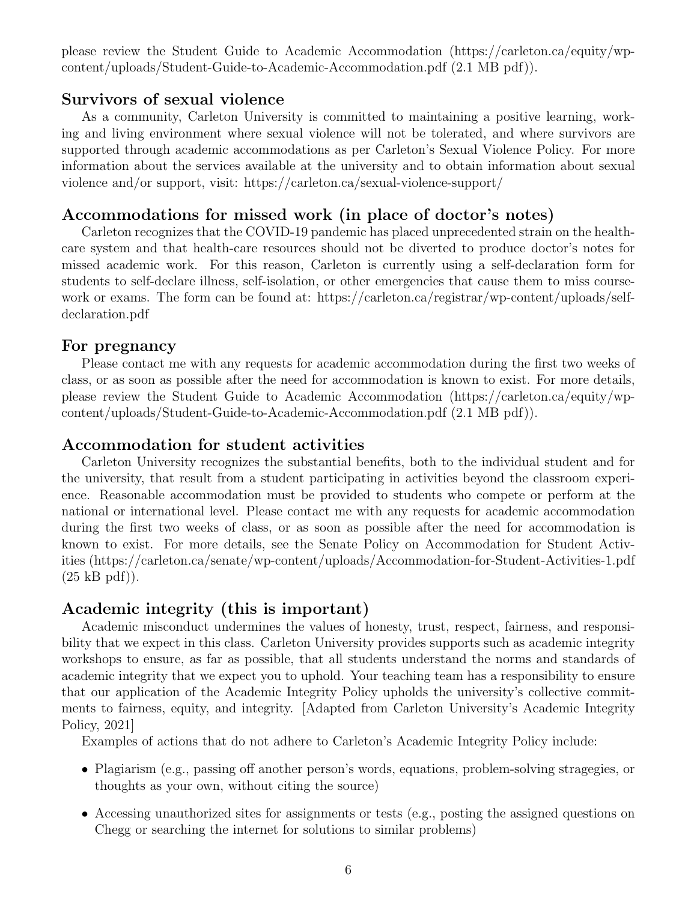please review the Student Guide to Academic Accommodation (https://carleton.ca/equity/wp-content/uploads/Student-Guide-to-Academic-Accommodation.pdf (2.1 MB pdf)).

## Survivors of sexual violence

As a community, Carleton University is committed to maintaining a positive learning, working and living environment where sexual violence will not be tolerated, and where survivors are supported through academic accommodations as per Carleton's Sexual Violence Policy. For more information about the services available at the university and to obtain information about sexual violence and/or support, visit: https://carleton.ca/sexual-violence-support/

## Accommodations for missed work (in place of doctor's notes)

Carleton recognizes that the COVID-19 pandemic has placed unprecedented strain on the health-care system and that health-care resources should not be diverted to produce doctor's notes for missed academic work. For this reason, Carleton is currently using a self-declaration form for students to self-declare illness, self-isolation, or other emergencies that cause them to miss course-work or exams. The form can be found at: https://carleton.ca/registrar/wp-content/uploads/self-declaration.pdf

## For pregnancy

Please contact me with any requests for academic accommodation during the first two weeks of class, or as soon as possible after the need for accommodation is known to exist. For more details, please review the Student Guide to Academic Accommodation (https://carleton.ca/equity/wp-content/uploads/Student-Guide-to-Academic-Accommodation.pdf (2.1 MB pdf)).

## Accommodation for student activities

Carleton University recognizes the substantial benefits, both to the individual student and for the university, that result from a student participating in activities beyond the classroom experience. Reasonable accommodation must be provided to students who compete or perform at the national or international level. Please contact me with any requests for academic accommodation during the first two weeks of class, or as soon as possible after the need for accommodation is known to exist. For more details, see the Senate Policy on Accommodation for Student Activities (https://carleton.ca/senate/wp-content/uploads/Accommodation-for-Student-Activities-1.pdf (25 kB pdf)).

## Academic integrity (this is important)

Academic misconduct undermines the values of honesty, trust, respect, fairness, and responsibility that we expect in this class. Carleton University provides supports such as academic integrity workshops to ensure, as far as possible, that all students understand the norms and standards of academic integrity that we expect you to uphold. Your teaching team has a responsibility to ensure that our application of the Academic Integrity Policy upholds the university's collective commitments to fairness, equity, and integrity. [Adapted from Carleton University's Academic Integrity Policy, 2021]

Examples of actions that do not adhere to Carleton's Academic Integrity Policy include:

- Plagiarism (e.g., passing off another person's words, equations, problem-solving stragegies, or thoughts as your own, without citing the source)
- Accessing unauthorized sites for assignments or tests (e.g., posting the assigned questions on Chegg or searching the internet for solutions to similar problems)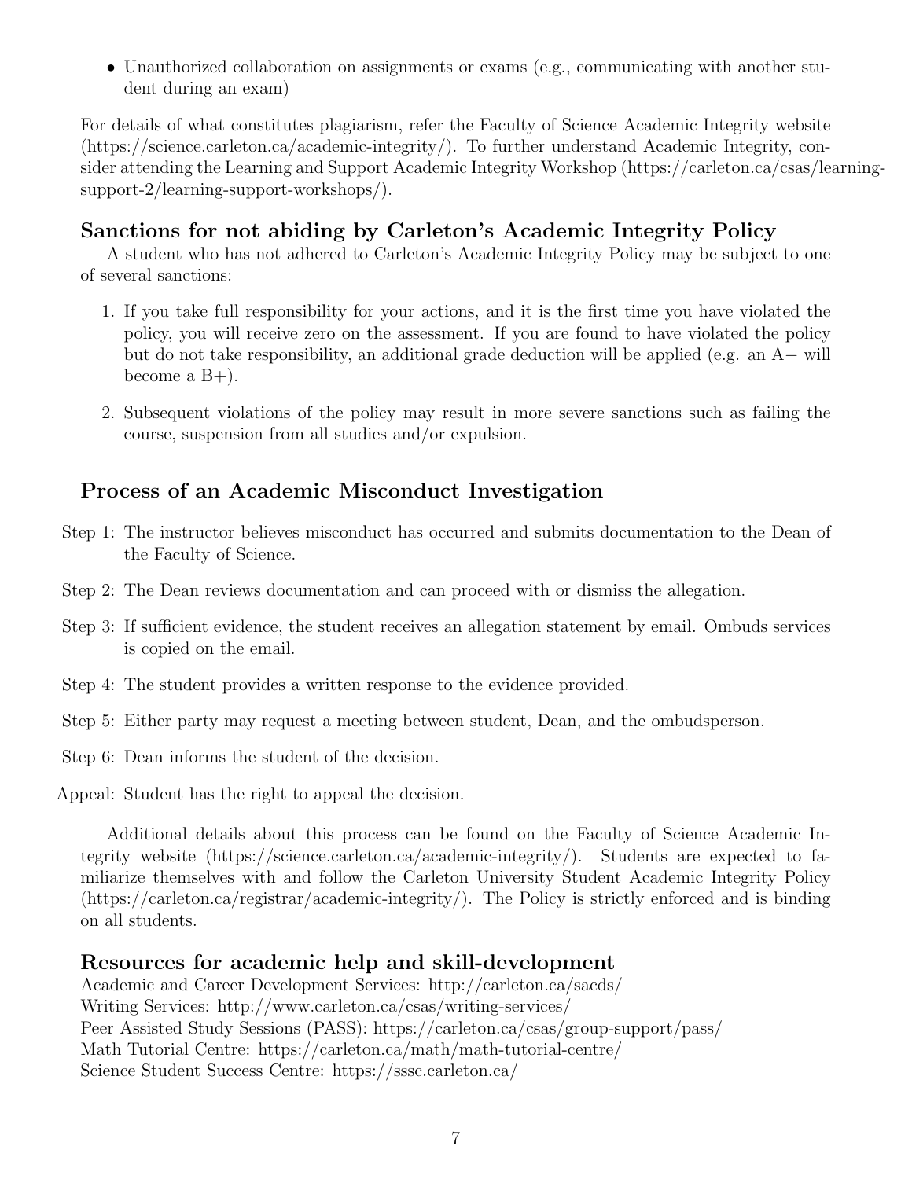- Unauthorized collaboration on assignments or exams (e.g., communicating with another student during an exam)

For details of what constitutes plagiarism, refer the Faculty of Science Academic Integrity website (https://science.carleton.ca/academic-integrity/). To further understand Academic Integrity, consider attending the Learning and Support Academic Integrity Workshop (https://carleton.ca/csas/learning-support-2/learning-support-workshops/).

### Sanctions for not abiding by Carleton's Academic Integrity Policy

A student who has not adhered to Carleton's Academic Integrity Policy may be subject to one of several sanctions:

1. If you take full responsibility for your actions, and it is the first time you have violated the policy, you will receive zero on the assessment. If you are found to have violated the policy but do not take responsibility, an additional grade deduction will be applied (e.g. an A− will become a B+).

2. Subsequent violations of the policy may result in more severe sanctions such as failing the course, suspension from all studies and/or expulsion.

### Process of an Academic Misconduct Investigation

Step 1: The instructor believes misconduct has occurred and submits documentation to the Dean of the Faculty of Science.

Step 2: The Dean reviews documentation and can proceed with or dismiss the allegation.

Step 3: If sufficient evidence, the student receives an allegation statement by email. Ombuds services is copied on the email.

Step 4: The student provides a written response to the evidence provided.

Step 5: Either party may request a meeting between student, Dean, and the ombudsperson.

Step 6: Dean informs the student of the decision.

Appeal: Student has the right to appeal the decision.

Additional details about this process can be found on the Faculty of Science Academic Integrity website (https://science.carleton.ca/academic-integrity/). Students are expected to familiarize themselves with and follow the Carleton University Student Academic Integrity Policy (https://carleton.ca/registrar/academic-integrity/). The Policy is strictly enforced and is binding on all students.

### Resources for academic help and skill-development

Academic and Career Development Services: http://carleton.ca/sacds/
Writing Services: http://www.carleton.ca/csas/writing-services/
Peer Assisted Study Sessions (PASS): https://carleton.ca/csas/group-support/pass/
Math Tutorial Centre: https://carleton.ca/math/math-tutorial-centre/
Science Student Success Centre: https://sssc.carleton.ca/